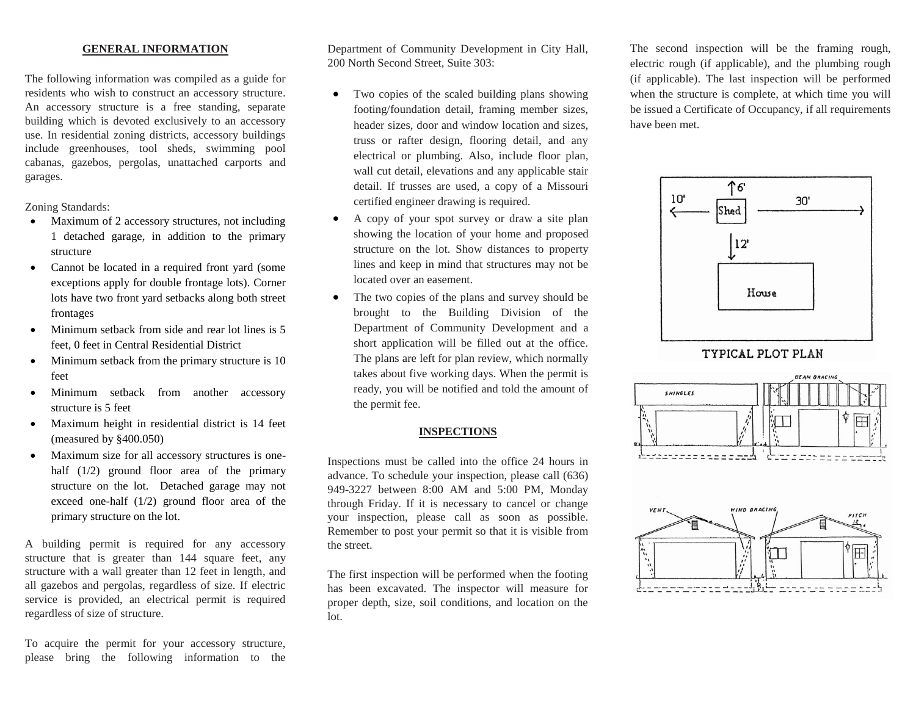## GENERAL INFORMATION

The following information was compiled as a guide for residents who wish to construct an accessory structure. An accessory structure is a free standing, separate building which is devoted exclusively to an accessory use. In residential zoning districts, accessory buildings include greenhouses, tool sheds, swimming pool cabanas, gazebos, pergolas, unattached carports and garages.

Zoning Standards:

- Maximum of 2 accessory structures, not including 1 detached garage, in addition to the primary structure
- Cannot be located in a required front yard (some exceptions apply for double frontage lots). Corner lots have two front yard setbacks along both street frontages
- Minimum setback from side and rear lot lines is 5 feet, 0 feet in Central Residential District
- Minimum setback from the primary structure is 10 feet
- Minimum setback from another accessory structure is 5 feet
- Maximum height in residential district is 14 feet (measured by §400.050)
- Maximum size for all accessory structures is one-half (1/2) ground floor area of the primary structure on the lot. Detached garage may not exceed one-half (1/2) ground floor area of the primary structure on the lot.

A building permit is required for any accessory structure that is greater than 144 square feet, any structure with a wall greater than 12 feet in length, and all gazebos and pergolas, regardless of size. If electric service is provided, an electrical permit is required regardless of size of structure.

To acquire the permit for your accessory structure, please bring the following information to the Department of Community Development in City Hall, 200 North Second Street, Suite 303:

- Two copies of the scaled building plans showing footing/foundation detail, framing member sizes, header sizes, door and window location and sizes, truss or rafter design, flooring detail, and any electrical or plumbing. Also, include floor plan, wall cut detail, elevations and any applicable stair detail. If trusses are used, a copy of a Missouri certified engineer drawing is required.
- A copy of your spot survey or draw a site plan showing the location of your home and proposed structure on the lot. Show distances to property lines and keep in mind that structures may not be located over an easement.
- The two copies of the plans and survey should be brought to the Building Division of the Department of Community Development and a short application will be filled out at the office. The plans are left for plan review, which normally takes about five working days. When the permit is ready, you will be notified and told the amount of the permit fee.

## INSPECTIONS

Inspections must be called into the office 24 hours in advance. To schedule your inspection, please call (636) 949-3227 between 8:00 AM and 5:00 PM, Monday through Friday. If it is necessary to cancel or change your inspection, please call as soon as possible. Remember to post your permit so that it is visible from the street.

The first inspection will be performed when the footing has been excavated. The inspector will measure for proper depth, size, soil conditions, and location on the lot.

The second inspection will be the framing rough, electric rough (if applicable), and the plumbing rough (if applicable). The last inspection will be performed when the structure is complete, at which time you will be issued a Certificate of Occupancy, if all requirements have been met.

TYPICAL PLOT PLAN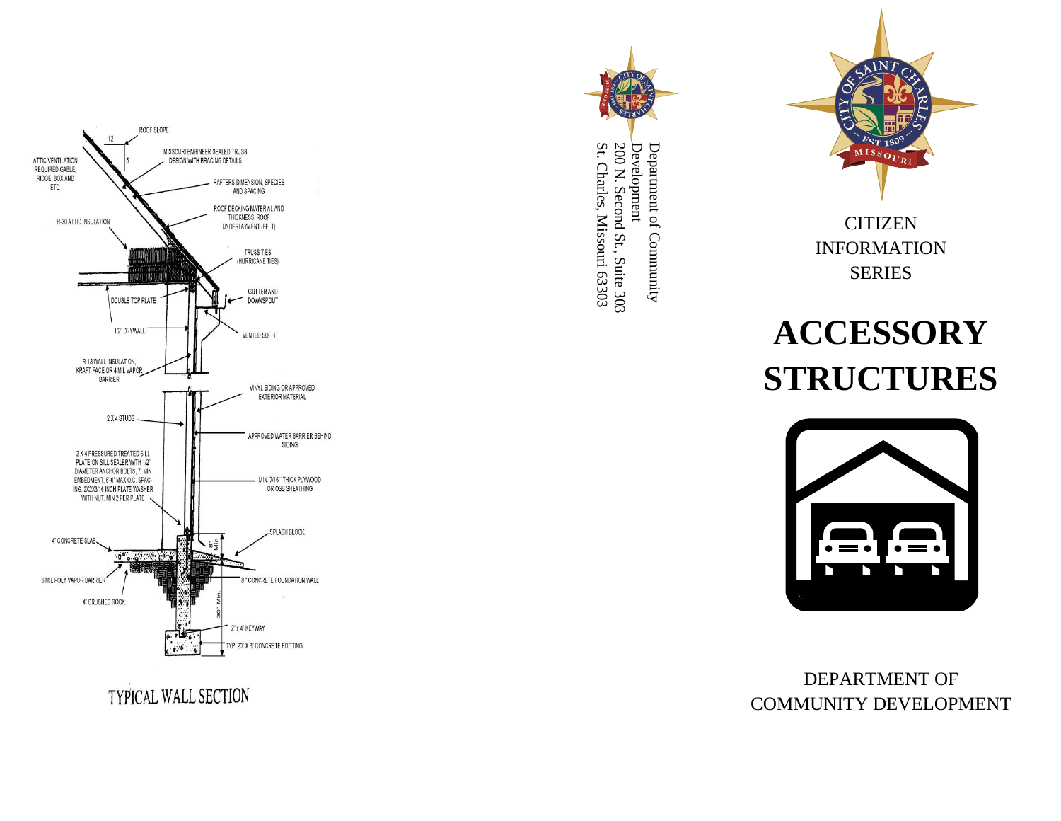ROOF SLOPE

12

5

ATTIC VENTILATION REQUIRED GABLE, RIDGE, BOX AND ETC.

MISSOURI ENGINEER SEALED TRUSS DESIGN WITH BRACING DETAILS

RAFTERS-DIMENSION, SPECIES AND SPACING

ROOF DECKING MATERIAL AND THICKNESS, ROOF UNDERLAYMENT (FELT)

R-30 ATTIC INSULATION

TRUSS TIES (HURRICANE TIES)

DOUBLE TOP PLATE

GUTTER AND DOWNSPOUT

1/2" DRYWALL

VENTED SOFFIT

R-13 WALL INSULATION, KRAFT FACE OR 4 MIL VAPOR BARRIER

VINYL SIDING OR APPROVED EXTERIOR MATERIAL

2 X 4 STUDS

APPROVED WATER BARRIER BEHIND SIDING

2 X 4 PRESSURED TREATED SILL PLATE ON SILL SEALER WITH 1/2" DIAMETER ANCHOR BOLTS, 7" MIN EMBEDMENT, 6'-0" MAX O.C. SPACING. 2X2X3/16 INCH PLATE WASHER WITH NUT. MIN 2 PER PLATE

MIN. 7/16" THICK PLYWOOD OR OSB SHEATHING

SPLASH BLOCK

4" CONCRETE SLAB

8" Min

6 MIL POLY VAPOR BARRIER

8" CONCRETE FOUNDATION WALL

4" CRUSHED ROCK

30" Min

2" x 4" KEYWAY

TYP. 20" X 8" CONCRETE FOOTING

TYPICAL WALL SECTION

Department of Community Development
200 N. Second St., Suite 303
St. Charles, Missouri 63303

CITIZEN INFORMATION SERIES

# ACCESSORY STRUCTURES

DEPARTMENT OF COMMUNITY DEVELOPMENT